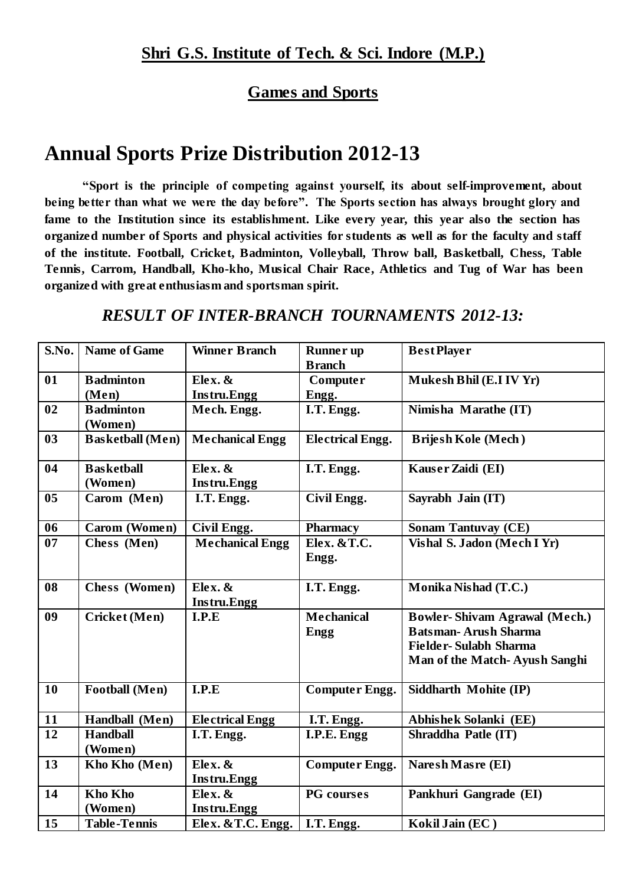**Shri G.S. Institute of Tech. & Sci. Indore (M.P.)**

**Games and Sports**

# Annual Sports Prize Distribution 2012-13

**"Sport is the principle of competing against yourself, its about self-improvement, about being better than what we were the day before". The Sports section has always brought glory and fame to the Institution since its establishment. Like every year, this year also the section has organized number of Sports and physical activities for students as well as for the faculty and staff of the institute. Football, Cricket, Badminton, Volleyball, Throw ball, Basketball, Chess, Table Tennis, Carrom, Handball, Kho-kho, Musical Chair Race, Athletics and Tug of War has been organized with great enthusiasm and sportsman spirit.**

## *RESULT OF INTER-BRANCH TOURNAMENTS 2012-13:*

| S.No. | Name of Game | Winner Branch | Runner up Branch | Best Player |
|---|---|---|---|---|
| 01 | Badminton (Men) | Elex. & Instru.Engg | Computer Engg. | Mukesh Bhil (E.I IV Yr) |
| 02 | Badminton (Women) | Mech. Engg. | I.T. Engg. | Nimisha Marathe (IT) |
| 03 | Basketball (Men) | Mechanical Engg | Electrical Engg. | Brijesh Kole (Mech) |
| 04 | Basketball (Women) | Elex. & Instru.Engg | I.T. Engg. | Kauser Zaidi (EI) |
| 05 | Carom (Men) | I.T. Engg. | Civil Engg. | Sayrabh Jain (IT) |
| 06 | Carom (Women) | Civil Engg. | Pharmacy | Sonam Tantuvay (CE) |
| 07 | Chess (Men) | Mechanical Engg | Elex. &T.C. Engg. | Vishal S. Jadon (Mech I Yr) |
| 08 | Chess (Women) | Elex. & Instru.Engg | I.T. Engg. | Monika Nishad (T.C.) |
| 09 | Cricket (Men) | I.P.E | Mechanical Engg | Bowler- Shivam Agrawal (Mech.)<br>Batsman- Arush Sharma<br>Fielder- Sulabh Sharma<br>Man of the Match- Ayush Sanghi |
| 10 | Football (Men) | I.P.E | Computer Engg. | Siddharth Mohite (IP) |
| 11 | Handball (Men) | Electrical Engg | I.T. Engg. | Abhishek Solanki (EE) |
| 12 | Handball (Women) | I.T. Engg. | I.P.E. Engg | Shraddha Patle (IT) |
| 13 | Kho Kho (Men) | Elex. & Instru.Engg | Computer Engg. | Naresh Masre (EI) |
| 14 | Kho Kho (Women) | Elex. & Instru.Engg | PG courses | Pankhuri Gangrade (EI) |
| 15 | Table-Tennis | Elex. &T.C. Engg. | I.T. Engg. | Kokil Jain (EC) |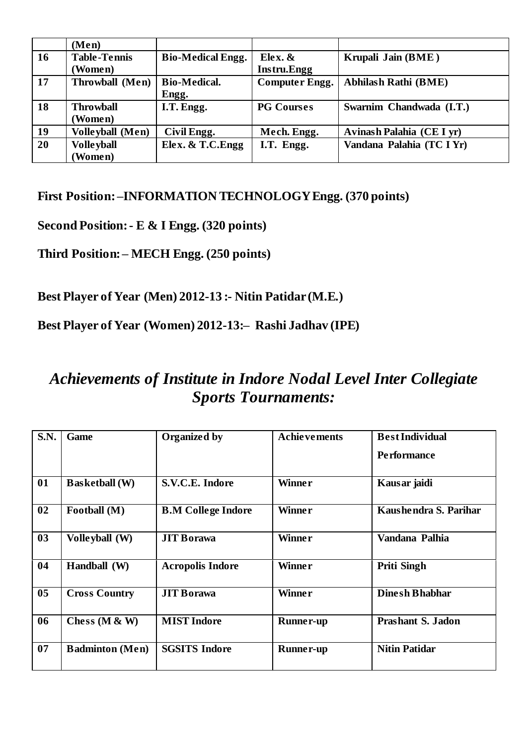|  | (Men) |  |  |  |
|---|---|---|---|---|
| 16 | Table-Tennis (Women) | Bio-Medical Engg. | Elex. & Instru.Engg | Krupali Jain (BME) |
| 17 | Throwball (Men) | Bio-Medical. Engg. | Computer Engg. | Abhilash Rathi (BME) |
| 18 | Throwball (Women) | I.T. Engg. | PG Courses | Swarnim Chandwada (I.T.) |
| 19 | Volleyball (Men) | Civil Engg. | Mech. Engg. | Avinash Palahia (CE I yr) |
| 20 | Volleyball (Women) | Elex. & T.C.Engg | I.T. Engg. | Vandana Palahia (TC I Yr) |

**First Position: –INFORMATION TECHNOLOGY Engg. (370 points)**

**Second Position: - E & I Engg. (320 points)**

**Third Position: – MECH Engg. (250 points)**

**Best Player of Year (Men) 2012-13 :- Nitin Patidar (M.E.)**

**Best Player of Year (Women) 2012-13:– Rashi Jadhav (IPE)**

## *Achievements of Institute in Indore Nodal Level Inter Collegiate Sports Tournaments:*

| S.N. | Game | Organized by | Achievements | Best Individual Performance |
|---|---|---|---|---|
| 01 | Basketball (W) | S.V.C.E. Indore | Winner | Kausar jaidi |
| 02 | Football (M) | B.M College Indore | Winner | Kaushendra S. Parihar |
| 03 | Volleyball (W) | JIT Borawa | Winner | Vandana Palhia |
| 04 | Handball (W) | Acropolis Indore | Winner | Priti Singh |
| 05 | Cross Country | JIT Borawa | Winner | Dinesh Bhabhar |
| 06 | Chess (M & W) | MIST Indore | Runner-up | Prashant S. Jadon |
| 07 | Badminton (Men) | SGSITS Indore | Runner-up | Nitin Patidar |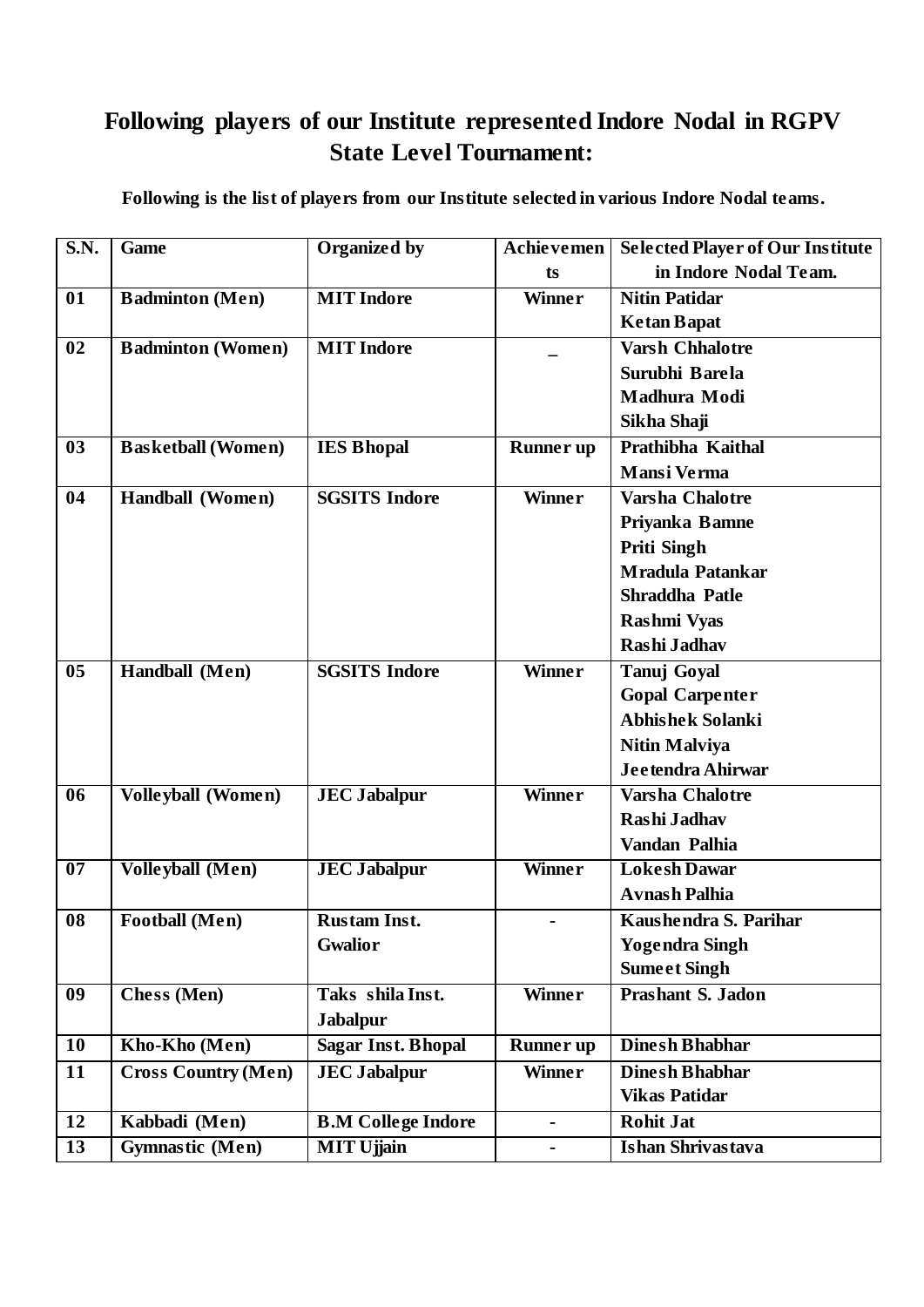## Following players of our Institute represented Indore Nodal in RGPV State Level Tournament:

**Following is the list of players from our Institute selected in various Indore Nodal teams.**

| S.N. | Game | Organized by | Achievements | Selected Player of Our Institute in Indore Nodal Team. |
|---|---|---|---|---|
| 01 | Badminton (Men) | MIT Indore | Winner | Nitin Patidar<br>Ketan Bapat |
| 02 | Badminton (Women) | MIT Indore | _ | Varsh Chhalotre<br>Surubhi Barela<br>Madhura Modi<br>Sikha Shaji |
| 03 | Basketball (Women) | IES Bhopal | Runner up | Prathibha Kaithal<br>Mansi Verma |
| 04 | Handball (Women) | SGSITS Indore | Winner | Varsha Chalotre<br>Priyanka Bamne<br>Priti Singh<br>Mradula Patankar<br>Shraddha Patle<br>Rashmi Vyas<br>Rashi Jadhav |
| 05 | Handball (Men) | SGSITS Indore | Winner | Tanuj Goyal<br>Gopal Carpenter<br>Abhishek Solanki<br>Nitin Malviya<br>Jeetendra Ahirwar |
| 06 | Volleyball (Women) | JEC Jabalpur | Winner | Varsha Chalotre<br>Rashi Jadhav<br>Vandan Palhia |
| 07 | Volleyball (Men) | JEC Jabalpur | Winner | Lokesh Dawar<br>Avnash Palhia |
| 08 | Football (Men) | Rustam Inst. Gwalior | - | Kaushendra S. Parihar<br>Yogendra Singh<br>Sumeet Singh |
| 09 | Chess (Men) | Taks shila Inst. Jabalpur | Winner | Prashant S. Jadon |
| 10 | Kho-Kho (Men) | Sagar Inst. Bhopal | Runner up | Dinesh Bhabhar |
| 11 | Cross Country (Men) | JEC Jabalpur | Winner | Dinesh Bhabhar<br>Vikas Patidar |
| 12 | Kabbadi (Men) | B.M College Indore | - | Rohit Jat |
| 13 | Gymnastic (Men) | MIT Ujjain | - | Ishan Shrivastava |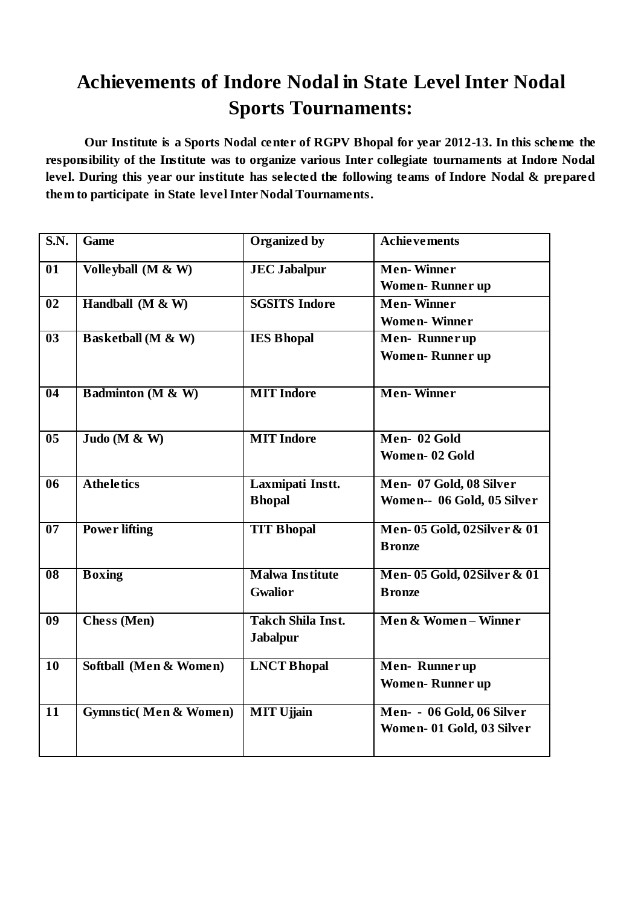# Achievements of Indore Nodal in State Level Inter Nodal Sports Tournaments:

**Our Institute is a Sports Nodal center of RGPV Bhopal for year 2012-13. In this scheme the responsibility of the Institute was to organize various Inter collegiate tournaments at Indore Nodal level. During this year our institute has selected the following teams of Indore Nodal & prepared them to participate in State level Inter Nodal Tournaments.**

| S.N. | Game | Organized by | Achievements |
|---|---|---|---|
| 01 | Volleyball (M & W) | JEC Jabalpur | Men- Winner<br>Women- Runner up |
| 02 | Handball (M & W) | SGSITS Indore | Men- Winner<br>Women- Winner |
| 03 | Basketball (M & W) | IES Bhopal | Men- Runner up<br>Women- Runner up |
| 04 | Badminton (M & W) | MIT Indore | Men- Winner |
| 05 | Judo (M & W) | MIT Indore | Men- 02 Gold<br>Women- 02 Gold |
| 06 | Atheletics | Laxmipati Instt. Bhopal | Men- 07 Gold, 08 Silver<br>Women-- 06 Gold, 05 Silver |
| 07 | Power lifting | TIT Bhopal | Men- 05 Gold, 02Silver & 01 Bronze |
| 08 | Boxing | Malwa Institute Gwalior | Men- 05 Gold, 02Silver & 01 Bronze |
| 09 | Chess (Men) | Takch Shila Inst. Jabalpur | Men & Women – Winner |
| 10 | Softball (Men & Women) | LNCT Bhopal | Men- Runner up<br>Women- Runner up |
| 11 | Gymnstic( Men & Women) | MIT Ujjain | Men- - 06 Gold, 06 Silver<br>Women- 01 Gold, 03 Silver |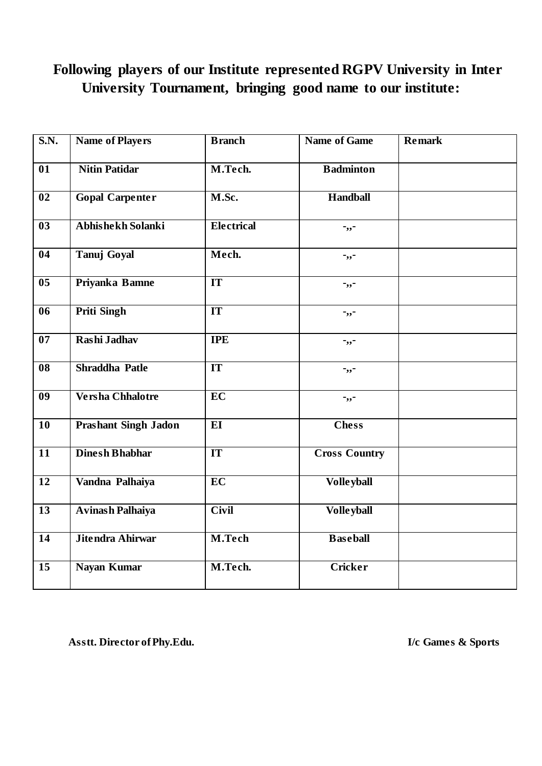# Following players of our Institute represented RGPV University in Inter University Tournament, bringing good name to our institute:

| S.N. | Name of Players | Branch | Name of Game | Remark |
|---|---|---|---|---|
| 01 | Nitin Patidar | M.Tech. | Badminton | |
| 02 | Gopal Carpenter | M.Sc. | Handball | |
| 03 | Abhishekh Solanki | Electrical | -,,- | |
| 04 | Tanuj Goyal | Mech. | -,,- | |
| 05 | Priyanka Bamne | IT | -,,- | |
| 06 | Priti Singh | IT | -,,- | |
| 07 | Rashi Jadhav | IPE | -,,- | |
| 08 | Shraddha Patle | IT | -,,- | |
| 09 | Versha Chhalotre | EC | -,,- | |
| 10 | Prashant Singh Jadon | EI | Chess | |
| 11 | Dinesh Bhabhar | IT | Cross Country | |
| 12 | Vandna Palhaiya | EC | Volleyball | |
| 13 | Avinash Palhaiya | Civil | Volleyball | |
| 14 | Jitendra Ahirwar | M.Tech | Baseball | |
| 15 | Nayan Kumar | M.Tech. | Cricker | |

**Asstt. Director of Phy.Edu.** **I/c Games & Sports**